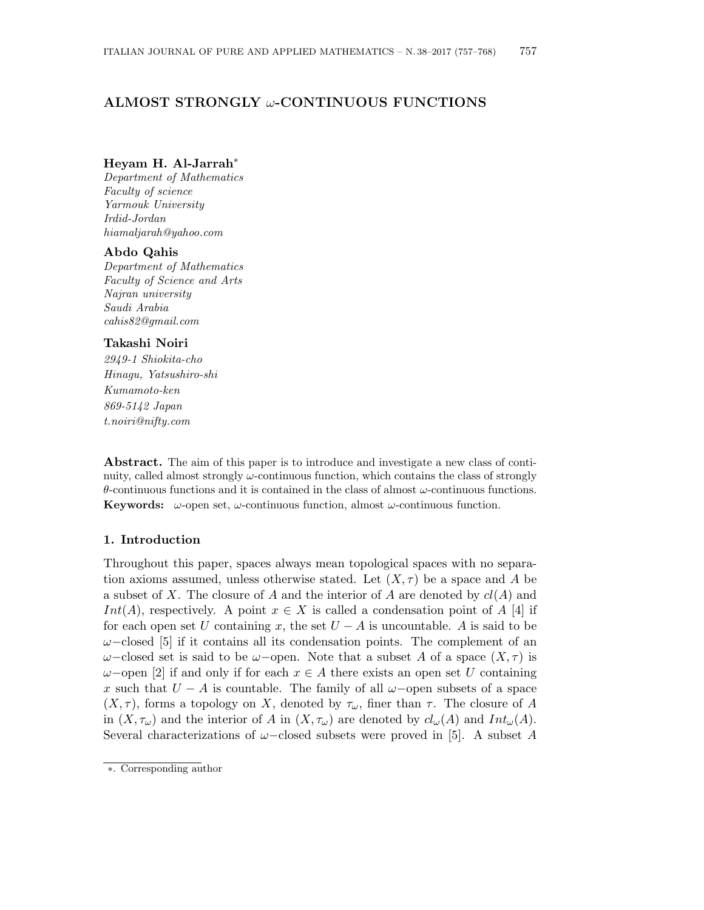# ALMOST STRONGLY $\omega$-CONTINUOUS FUNCTIONS

**Heyam H. Al-Jarrah***
*Department of Mathematics*
*Faculty of science*
*Yarmouk University*
*Irdid-Jordan*
*hiamaljarah@yahoo.com*

**Abdo Qahis**
*Department of Mathematics*
*Faculty of Science and Arts*
*Najran university*
*Saudi Arabia*
*cahis82@gmail.com*

**Takashi Noiri**
*2949-1 Shiokita-cho*
*Hinagu, Yatsushiro-shi*
*Kumamoto-ken*
*869-5142 Japan*
*t.noiri@nifty.com*

**Abstract.** The aim of this paper is to introduce and investigate a new class of continuity, called almost strongly $\omega$-continuous function, which contains the class of strongly $\theta$-continuous functions and it is contained in the class of almost $\omega$-continuous functions.

**Keywords:** $\omega$-open set, $\omega$-continuous function, almost $\omega$-continuous function.

## 1. Introduction

Throughout this paper, spaces always mean topological spaces with no separation axioms assumed, unless otherwise stated. Let $(X, \tau)$ be a space and $A$ be a subset of $X$. The closure of $A$ and the interior of $A$ are denoted by $cl(A)$ and $Int(A)$, respectively. A point $x \in X$ is called a condensation point of $A$ [4] if for each open set $U$ containing $x$, the set $U - A$ is uncountable. $A$ is said to be $\omega-$closed [5] if it contains all its condensation points. The complement of an $\omega-$closed set is said to be $\omega-$open. Note that a subset $A$ of a space $(X, \tau)$ is $\omega-$open [2] if and only if for each $x \in A$ there exists an open set $U$ containing $x$ such that $U - A$ is countable. The family of all $\omega-$open subsets of a space $(X, \tau)$, forms a topology on $X$, denoted by $\tau_\omega$, finer than $\tau$. The closure of $A$ in $(X, \tau_\omega)$ and the interior of $A$ in $(X, \tau_\omega)$ are denoted by $cl_\omega(A)$ and $Int_\omega(A)$. Several characterizations of $\omega-$closed subsets were proved in [5]. A subset $A$

*. Corresponding author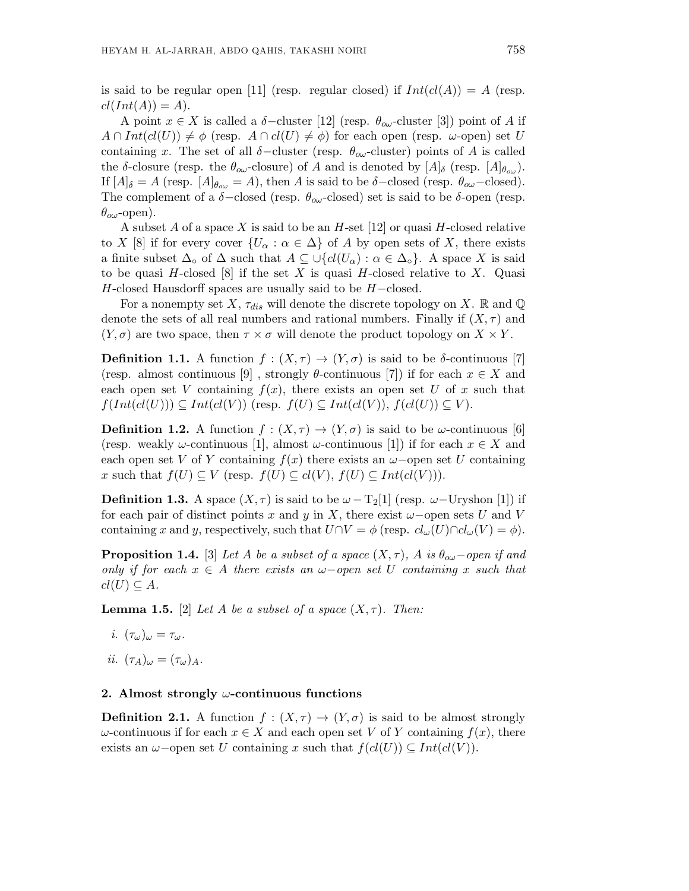is said to be regular open [11] (resp. regular closed) if $Int(cl(A)) = A$ (resp. $cl(Int(A)) = A$).

A point $x \in X$ is called a $\delta-$cluster [12] (resp. $\theta_{o\omega}$-cluster [3]) point of $A$ if $A \cap Int(cl(U)) \neq \phi$ (resp. $A \cap cl(U) \neq \phi$) for each open (resp. $\omega$-open) set $U$ containing $x$. The set of all $\delta-$cluster (resp. $\theta_{o\omega}$-cluster) points of $A$ is called the $\delta$-closure (resp. the $\theta_{o\omega}$-closure) of $A$ and is denoted by $[A]_\delta$ (resp. $[A]_{\theta_{o\omega}}$). If $[A]_\delta = A$ (resp. $[A]_{\theta_{o\omega}} = A$), then $A$ is said to be $\delta-$closed (resp. $\theta_{o\omega}-$closed). The complement of a $\delta-$closed (resp. $\theta_{o\omega}$-closed) set is said to be $\delta$-open (resp. $\theta_{o\omega}$-open).

A subset $A$ of a space $X$ is said to be an $H$-set [12] or quasi $H$-closed relative to $X$ [8] if for every cover $\{U_\alpha : \alpha \in \Delta\}$ of $A$ by open sets of $X$, there exists a finite subset $\Delta_\circ$ of $\Delta$ such that $A \subseteq \cup\{cl(U_\alpha) : \alpha \in \Delta_\circ\}$. A space $X$ is said to be quasi $H$-closed [8] if the set $X$ is quasi $H$-closed relative to $X$. Quasi $H$-closed Hausdorff spaces are usually said to be $H-$closed.

For a nonempty set $X$, $\tau_{dis}$ will denote the discrete topology on $X$. $\mathbb{R}$ and $\mathbb{Q}$ denote the sets of all real numbers and rational numbers. Finally if $(X, \tau)$ and $(Y, \sigma)$ are two space, then $\tau \times \sigma$ will denote the product topology on $X \times Y$.

**Definition 1.1.** A function $f : (X, \tau) \to (Y, \sigma)$ is said to be $\delta$-continuous [7] (resp. almost continuous [9] , strongly $\theta$-continuous [7]) if for each $x \in X$ and each open set $V$ containing $f(x)$, there exists an open set $U$ of $x$ such that $f(Int(cl(U))) \subseteq Int(cl(V))$ (resp. $f(U) \subseteq Int(cl(V))$, $f(cl(U)) \subseteq V$).

**Definition 1.2.** A function $f : (X, \tau) \to (Y, \sigma)$ is said to be $\omega$-continuous [6] (resp. weakly $\omega$-continuous [1], almost $\omega$-continuous [1]) if for each $x \in X$ and each open set $V$ of $Y$ containing $f(x)$ there exists an $\omega-$open set $U$ containing $x$ such that $f(U) \subseteq V$ (resp. $f(U) \subseteq cl(V)$, $f(U) \subseteq Int(cl(V))$).

**Definition 1.3.** A space $(X, \tau)$ is said to be $\omega - \mathrm{T}_2$[1] (resp. $\omega-$Uryshon [1]) if for each pair of distinct points $x$ and $y$ in $X$, there exist $\omega-$open sets $U$ and $V$ containing $x$ and $y$, respectively, such that $U \cap V = \phi$ (resp. $cl_\omega(U) \cap cl_\omega(V) = \phi$).

**Proposition 1.4.** [3] *Let $A$ be a subset of a space $(X, \tau)$, $A$ is $\theta_{o\omega}-$open if and only if for each $x \in A$ there exists an $\omega-$open set $U$ containing $x$ such that $cl(U) \subseteq A$.*

**Lemma 1.5.** [2] *Let $A$ be a subset of a space $(X, \tau)$. Then:*

*i.* $(\tau_\omega)_\omega = \tau_\omega$.

*ii.* $(\tau_A)_\omega = (\tau_\omega)_A$.

## 2. Almost strongly $\omega$-continuous functions

**Definition 2.1.** A function $f : (X, \tau) \to (Y, \sigma)$ is said to be almost strongly $\omega$-continuous if for each $x \in X$ and each open set $V$ of $Y$ containing $f(x)$, there exists an $\omega-$open set $U$ containing $x$ such that $f(cl(U)) \subseteq Int(cl(V))$.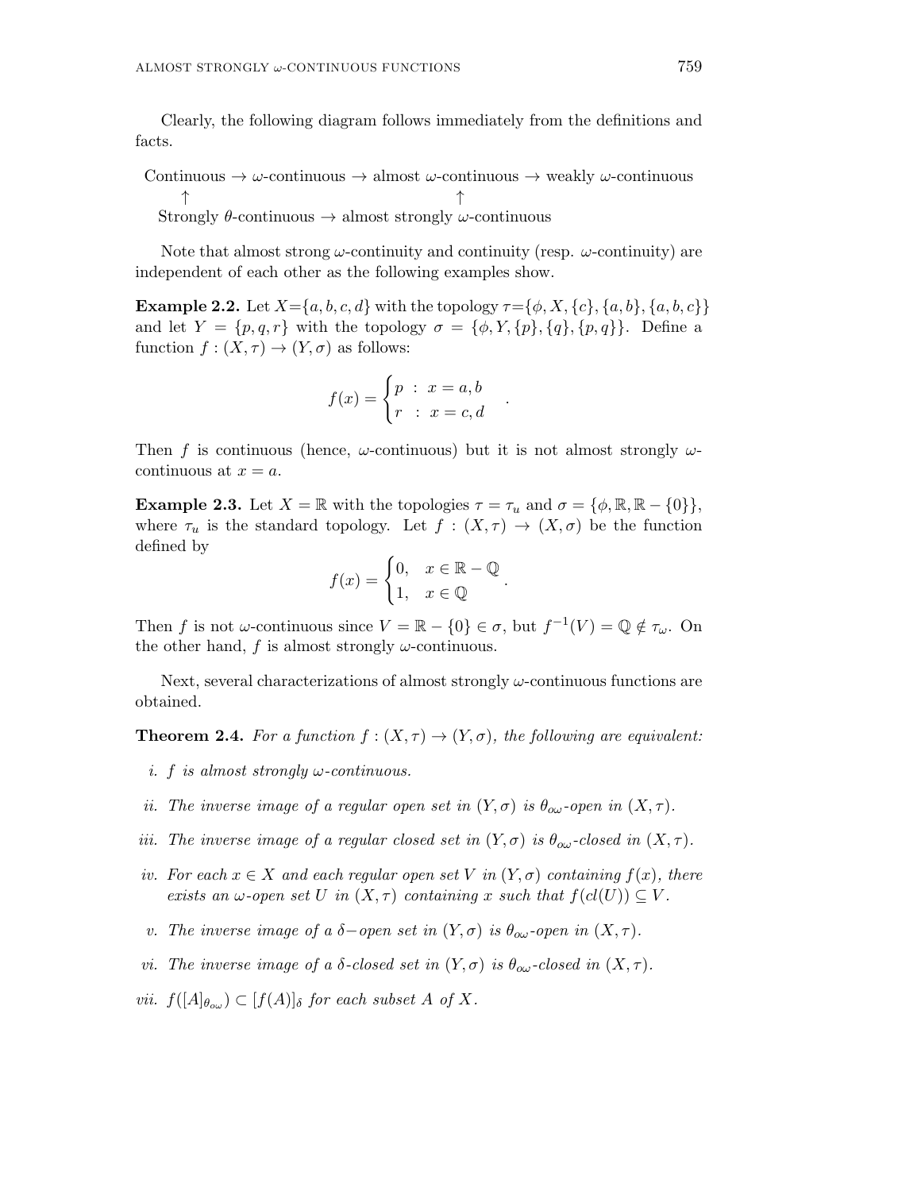Clearly, the following diagram follows immediately from the definitions and facts.

$$
\begin{array}{ccccccc}
\text{Continuous} & \rightarrow & \omega\text{-continuous} & \rightarrow & \text{almost } \omega\text{-continuous} & \rightarrow & \text{weakly } \omega\text{-continuous} \\
\uparrow & & & & \uparrow & & \\
\text{Strongly } \theta\text{-continuous} & & \rightarrow & & \text{almost strongly } \omega\text{-continuous} & &
\end{array}
$$

Note that almost strong $\omega$-continuity and continuity (resp. $\omega$-continuity) are independent of each other as the following examples show.

**Example 2.2.** Let $X=\{a, b, c, d\}$ with the topology $\tau=\{\phi, X, \{c\}, \{a, b\}, \{a, b, c\}\}$ and let $Y = \{p, q, r\}$ with the topology $\sigma = \{\phi, Y, \{p\}, \{q\}, \{p, q\}\}$. Define a function $f : (X, \tau) \to (Y, \sigma)$ as follows:

$$
f(x) = \begin{cases} p \ : \ x = a, b \\ r \ : \ x = c, d \end{cases} .
$$

Then $f$ is continuous (hence, $\omega$-continuous) but it is not almost strongly $\omega$-continuous at $x = a$.

**Example 2.3.** Let $X = \mathbb{R}$ with the topologies $\tau = \tau_u$ and $\sigma = \{\phi, \mathbb{R}, \mathbb{R} - \{0\}\}$, where $\tau_u$ is the standard topology. Let $f : (X, \tau) \to (X, \sigma)$ be the function defined by

$$
f(x) = \begin{cases} 0, & x \in \mathbb{R} - \mathbb{Q} \\ 1, & x \in \mathbb{Q} \end{cases} .
$$

Then $f$ is not $\omega$-continuous since $V = \mathbb{R} - \{0\} \in \sigma$, but $f^{-1}(V) = \mathbb{Q} \notin \tau_\omega$. On the other hand, $f$ is almost strongly $\omega$-continuous.

Next, several characterizations of almost strongly $\omega$-continuous functions are obtained.

**Theorem 2.4.** *For a function $f : (X, \tau) \to (Y, \sigma)$, the following are equivalent:*

*i. $f$ is almost strongly $\omega$-continuous.*

*ii. The inverse image of a regular open set in $(Y, \sigma)$ is $\theta_{o\omega}$-open in $(X, \tau)$.*

*iii. The inverse image of a regular closed set in $(Y, \sigma)$ is $\theta_{o\omega}$-closed in $(X, \tau)$.*

*iv. For each $x \in X$ and each regular open set $V$ in $(Y, \sigma)$ containing $f(x)$, there exists an $\omega$-open set $U$ in $(X, \tau)$ containing $x$ such that $f(cl(U)) \subseteq V$.*

*v. The inverse image of a $\delta-$open set in $(Y, \sigma)$ is $\theta_{o\omega}$-open in $(X, \tau)$.*

*vi. The inverse image of a $\delta$-closed set in $(Y, \sigma)$ is $\theta_{o\omega}$-closed in $(X, \tau)$.*

*vii. $f([A]_{\theta_{o\omega}}) \subset [f(A)]_\delta$ for each subset $A$ of $X$.*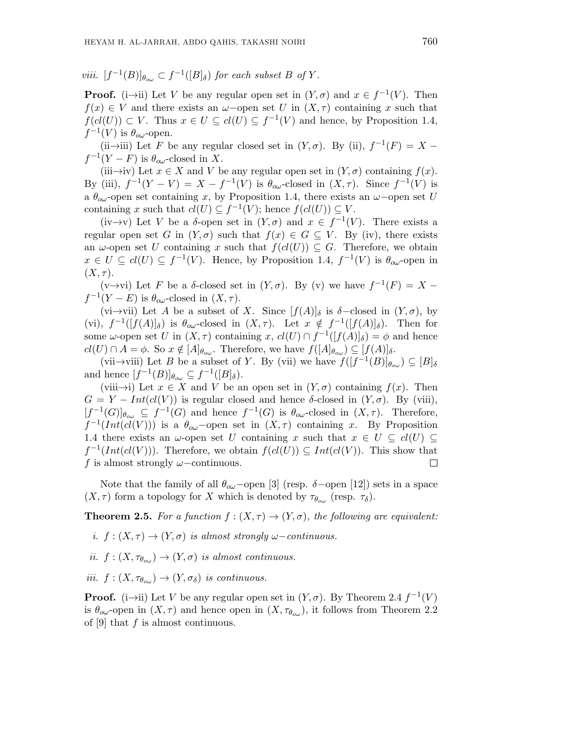*viii.* $[f^{-1}(B)]_{\theta_{o\omega}} \subset f^{-1}([B]_\delta)$ *for each subset* $B$ *of* $Y$.

**Proof.** (i→ii) Let $V$ be any regular open set in $(Y, \sigma)$ and $x \in f^{-1}(V)$. Then $f(x) \in V$ and there exists an $\omega-$open set $U$ in $(X, \tau)$ containing $x$ such that $f(cl(U)) \subset V$. Thus $x \in U \subseteq cl(U) \subseteq f^{-1}(V)$ and hence, by Proposition 1.4, $f^{-1}(V)$ is $\theta_{o\omega}$-open.

(ii→iii) Let $F$ be any regular closed set in $(Y, \sigma)$. By (ii), $f^{-1}(F) = X - f^{-1}(Y - F)$ is $\theta_{o\omega}$-closed in $X$.

(iii→iv) Let $x \in X$ and $V$ be any regular open set in $(Y, \sigma)$ containing $f(x)$. By (iii), $f^{-1}(Y - V) = X - f^{-1}(V)$ is $\theta_{o\omega}$-closed in $(X, \tau)$. Since $f^{-1}(V)$ is a $\theta_{o\omega}$-open set containing $x$, by Proposition 1.4, there exists an $\omega-$open set $U$ containing $x$ such that $cl(U) \subseteq f^{-1}(V)$; hence $f(cl(U)) \subseteq V$.

(iv→v) Let $V$ be a $\delta$-open set in $(Y, \sigma)$ and $x \in f^{-1}(V)$. There exists a regular open set $G$ in $(Y, \sigma)$ such that $f(x) \in G \subseteq V$. By (iv), there exists an $\omega$-open set $U$ containing $x$ such that $f(cl(U)) \subseteq G$. Therefore, we obtain $x \in U \subseteq cl(U) \subseteq f^{-1}(V)$. Hence, by Proposition 1.4, $f^{-1}(V)$ is $\theta_{o\omega}$-open in $(X, \tau)$.

(v→vi) Let $F$ be a $\delta$-closed set in $(Y, \sigma)$. By (v) we have $f^{-1}(F) = X - f^{-1}(Y - E)$ is $\theta_{o\omega}$-closed in $(X, \tau)$.

(vi→vii) Let $A$ be a subset of $X$. Since $[f(A)]_\delta$ is $\delta-$closed in $(Y, \sigma)$, by (vi), $f^{-1}([f(A)]_\delta)$ is $\theta_{o\omega}$-closed in $(X, \tau)$. Let $x \notin f^{-1}([f(A)]_\delta)$. Then for some $\omega$-open set $U$ in $(X, \tau)$ containing $x$, $cl(U) \cap f^{-1}([f(A)]_\delta) = \phi$ and hence $cl(U) \cap A = \phi$. So $x \notin [A]_{\theta_{o\omega}}$. Therefore, we have $f([A]_{\theta_{o\omega}}) \subseteq [f(A)]_\delta$.

(vii→viii) Let $B$ be a subset of $Y$. By (vii) we have $f([f^{-1}(B)]_{\theta_{o\omega}}) \subseteq [B]_\delta$ and hence $[f^{-1}(B)]_{\theta_{o\omega}} \subseteq f^{-1}([B]_\delta)$.

(viii→i) Let $x \in X$ and $V$ be an open set in $(Y, \sigma)$ containing $f(x)$. Then $G = Y - Int(cl(V))$ is regular closed and hence $\delta$-closed in $(Y, \sigma)$. By (viii), $[f^{-1}(G)]_{\theta_{o\omega}} \subseteq f^{-1}(G)$ and hence $f^{-1}(G)$ is $\theta_{o\omega}$-closed in $(X, \tau)$. Therefore, $f^{-1}(Int(cl(V)))$ is a $\theta_{o\omega}-$open set in $(X, \tau)$ containing $x$. By Proposition 1.4 there exists an $\omega$-open set $U$ containing $x$ such that $x \in U \subseteq cl(U) \subseteq f^{-1}(Int(cl(V)))$. Therefore, we obtain $f(cl(U)) \subseteq Int(cl(V))$. This show that $f$ is almost strongly $\omega-$continuous. □

Note that the family of all $\theta_{o\omega}-$open [3] (resp. $\delta-$open [12]) sets in a space $(X, \tau)$ form a topology for $X$ which is denoted by $\tau_{\theta_{o\omega}}$ (resp. $\tau_\delta$).

**Theorem 2.5.** *For a function* $f : (X, \tau) \to (Y, \sigma)$*, the following are equivalent:*

*i.* $f : (X, \tau) \to (Y, \sigma)$ *is almost strongly* $\omega-$*continuous.*

*ii.* $f : (X, \tau_{\theta_{o\omega}}) \to (Y, \sigma)$ *is almost continuous.*

*iii.* $f : (X, \tau_{\theta_{o\omega}}) \to (Y, \sigma_\delta)$ *is continuous.*

**Proof.** (i→ii) Let $V$ be any regular open set in $(Y, \sigma)$. By Theorem 2.4 $f^{-1}(V)$ is $\theta_{o\omega}$-open in $(X, \tau)$ and hence open in $(X, \tau_{\theta_{o\omega}})$, it follows from Theorem 2.2 of [9] that $f$ is almost continuous.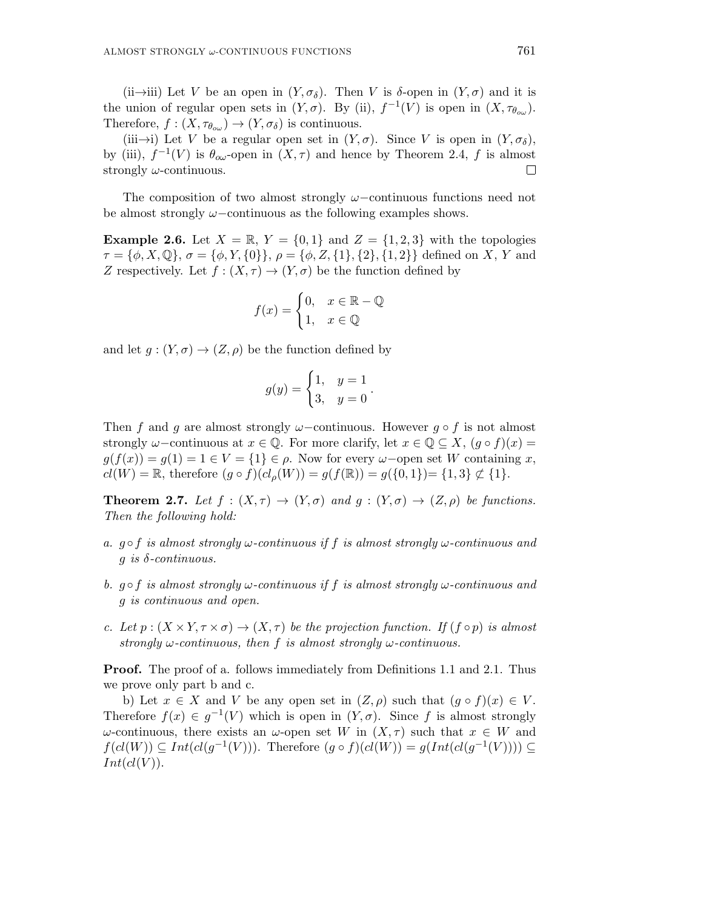(ii→iii) Let $V$ be an open in $(Y, \sigma_\delta)$. Then $V$ is $\delta$-open in $(Y, \sigma)$ and it is the union of regular open sets in $(Y, \sigma)$. By (ii), $f^{-1}(V)$ is open in $(X, \tau_{\theta_{o\omega}})$. Therefore, $f : (X, \tau_{\theta_{o\omega}}) \to (Y, \sigma_\delta)$ is continuous.

(iii→i) Let $V$ be a regular open set in $(Y, \sigma)$. Since $V$ is open in $(Y, \sigma_\delta)$, by (iii), $f^{-1}(V)$ is $\theta_{o\omega}$-open in $(X, \tau)$ and hence by Theorem 2.4, $f$ is almost strongly $\omega$-continuous. □

The composition of two almost strongly $\omega-$continuous functions need not be almost strongly $\omega-$continuous as the following examples shows.

**Example 2.6.** Let $X = \mathbb{R}$, $Y = \{0, 1\}$ and $Z = \{1, 2, 3\}$ with the topologies $\tau = \{\phi, X, \mathbb{Q}\}$, $\sigma = \{\phi, Y, \{0\}\}$, $\rho = \{\phi, Z, \{1\}, \{2\}, \{1, 2\}\}$ defined on $X$, $Y$ and $Z$ respectively. Let $f : (X, \tau) \to (Y, \sigma)$ be the function defined by

$$f(x) = \begin{cases} 0, & x \in \mathbb{R} - \mathbb{Q} \\ 1, & x \in \mathbb{Q} \end{cases}$$

and let $g : (Y, \sigma) \to (Z, \rho)$ be the function defined by

$$g(y) = \begin{cases} 1, & y = 1 \\ 3, & y = 0 \end{cases}.$$

Then $f$ and $g$ are almost strongly $\omega-$continuous. However $g \circ f$ is not almost strongly $\omega-$continuous at $x \in \mathbb{Q}$. For more clarify, let $x \in \mathbb{Q} \subseteq X$, $(g \circ f)(x) = g(f(x)) = g(1) = 1 \in V = \{1\} \in \rho$. Now for every $\omega-$open set $W$ containing $x$, $cl(W) = \mathbb{R}$, therefore $(g \circ f)(cl_\rho(W)) = g(f(\mathbb{R})) = g(\{0, 1\}) = \{1, 3\} \not\subset \{1\}$.

**Theorem 2.7.** *Let $f : (X, \tau) \to (Y, \sigma)$ and $g : (Y, \sigma) \to (Z, \rho)$ be functions. Then the following hold:*

a. *$g \circ f$ is almost strongly $\omega$-continuous if $f$ is almost strongly $\omega$-continuous and $g$ is $\delta$-continuous.*

b. *$g \circ f$ is almost strongly $\omega$-continuous if $f$ is almost strongly $\omega$-continuous and $g$ is continuous and open.*

c. *Let $p : (X \times Y, \tau \times \sigma) \to (X, \tau)$ be the projection function. If $(f \circ p)$ is almost strongly $\omega$-continuous, then $f$ is almost strongly $\omega$-continuous.*

**Proof.** The proof of a. follows immediately from Definitions 1.1 and 2.1. Thus we prove only part b and c.

b) Let $x \in X$ and $V$ be any open set in $(Z, \rho)$ such that $(g \circ f)(x) \in V$. Therefore $f(x) \in g^{-1}(V)$ which is open in $(Y, \sigma)$. Since $f$ is almost strongly $\omega$-continuous, there exists an $\omega$-open set $W$ in $(X, \tau)$ such that $x \in W$ and $f(cl(W)) \subseteq Int(cl(g^{-1}(V)))$. Therefore $(g \circ f)(cl(W)) = g(Int(cl(g^{-1}(V)))) \subseteq Int(cl(V))$.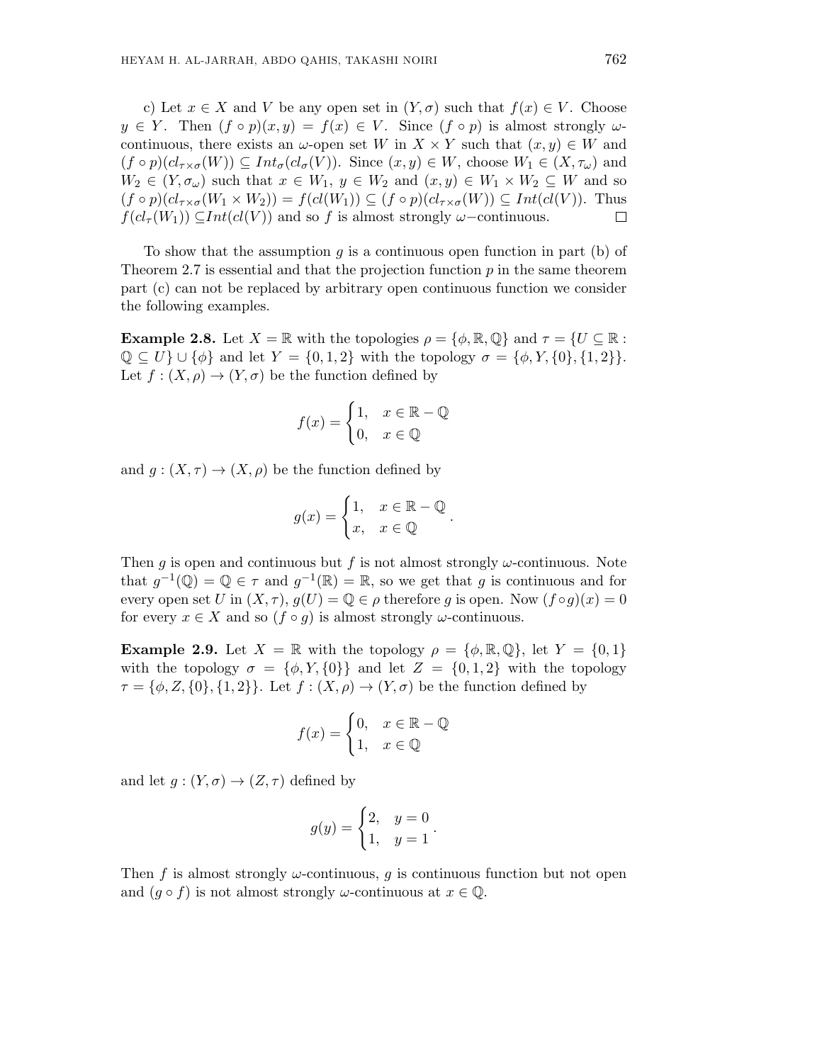c) Let $x \in X$ and $V$ be any open set in $(Y, \sigma)$ such that $f(x) \in V$. Choose $y \in Y$. Then $(f \circ p)(x, y) = f(x) \in V$. Since $(f \circ p)$ is almost strongly $\omega$-continuous, there exists an $\omega$-open set $W$ in $X \times Y$ such that $(x, y) \in W$ and $(f \circ p)(cl_{\tau \times \sigma}(W)) \subseteq Int_{\sigma}(cl_{\sigma}(V))$. Since $(x, y) \in W$, choose $W_1 \in (X, \tau_{\omega})$ and $W_2 \in (Y, \sigma_{\omega})$ such that $x \in W_1$, $y \in W_2$ and $(x, y) \in W_1 \times W_2 \subseteq W$ and so $(f \circ p)(cl_{\tau \times \sigma}(W_1 \times W_2)) = f(cl(W_1)) \subseteq (f \circ p)(cl_{\tau \times \sigma}(W)) \subseteq Int(cl(V))$. Thus $f(cl_{\tau}(W_1)) \subseteq Int(cl(V))$ and so $f$ is almost strongly $\omega$−continuous. $\square$

To show that the assumption $g$ is a continuous open function in part (b) of Theorem 2.7 is essential and that the projection function $p$ in the same theorem part (c) can not be replaced by arbitrary open continuous function we consider the following examples.

**Example 2.8.** Let $X = \mathbb{R}$ with the topologies $\rho = \{\phi, \mathbb{R}, \mathbb{Q}\}$ and $\tau = \{U \subseteq \mathbb{R} : \mathbb{Q} \subseteq U\} \cup \{\phi\}$ and let $Y = \{0, 1, 2\}$ with the topology $\sigma = \{\phi, Y, \{0\}, \{1, 2\}\}$. Let $f : (X, \rho) \to (Y, \sigma)$ be the function defined by

$$f(x) = \begin{cases} 1, & x \in \mathbb{R} - \mathbb{Q} \\ 0, & x \in \mathbb{Q} \end{cases}$$

and $g : (X, \tau) \to (X, \rho)$ be the function defined by

$$g(x) = \begin{cases} 1, & x \in \mathbb{R} - \mathbb{Q} \\ x, & x \in \mathbb{Q} \end{cases}.$$

Then $g$ is open and continuous but $f$ is not almost strongly $\omega$-continuous. Note that $g^{-1}(\mathbb{Q}) = \mathbb{Q} \in \tau$ and $g^{-1}(\mathbb{R}) = \mathbb{R}$, so we get that $g$ is continuous and for every open set $U$ in $(X, \tau)$, $g(U) = \mathbb{Q} \in \rho$ therefore $g$ is open. Now $(f \circ g)(x) = 0$ for every $x \in X$ and so $(f \circ g)$ is almost strongly $\omega$-continuous.

**Example 2.9.** Let $X = \mathbb{R}$ with the topology $\rho = \{\phi, \mathbb{R}, \mathbb{Q}\}$, let $Y = \{0, 1\}$ with the topology $\sigma = \{\phi, Y, \{0\}\}$ and let $Z = \{0, 1, 2\}$ with the topology $\tau = \{\phi, Z, \{0\}, \{1, 2\}\}$. Let $f : (X, \rho) \to (Y, \sigma)$ be the function defined by

$$f(x) = \begin{cases} 0, & x \in \mathbb{R} - \mathbb{Q} \\ 1, & x \in \mathbb{Q} \end{cases}$$

and let $g : (Y, \sigma) \to (Z, \tau)$ defined by

$$g(y) = \begin{cases} 2, & y = 0 \\ 1, & y = 1 \end{cases}.$$

Then $f$ is almost strongly $\omega$-continuous, $g$ is continuous function but not open and $(g \circ f)$ is not almost strongly $\omega$-continuous at $x \in \mathbb{Q}$.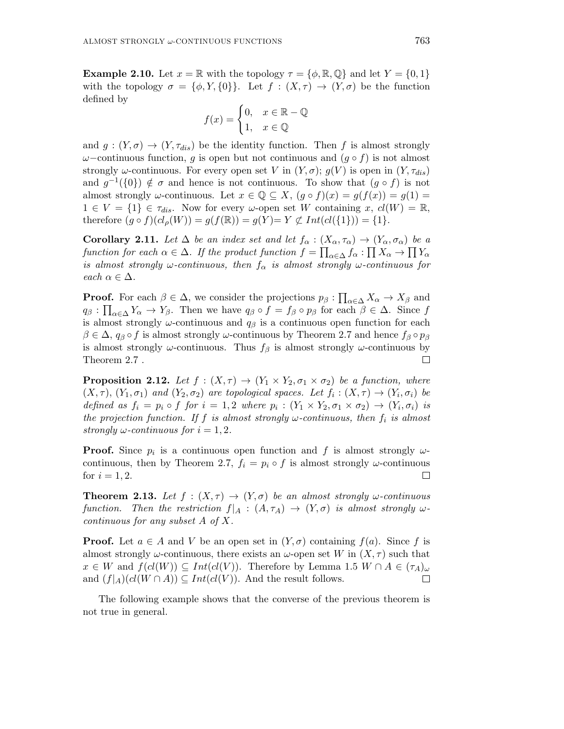**Example 2.10.** Let $x = \mathbb{R}$ with the topology $\tau = \{\phi, \mathbb{R}, \mathbb{Q}\}$ and let $Y = \{0, 1\}$ with the topology $\sigma = \{\phi, Y, \{0\}\}$. Let $f : (X, \tau) \to (Y, \sigma)$ be the function defined by

$$f(x) = \begin{cases} 0, & x \in \mathbb{R} - \mathbb{Q} \\ 1, & x \in \mathbb{Q} \end{cases}$$

and $g : (Y, \sigma) \to (Y, \tau_{dis})$ be the identity function. Then $f$ is almost strongly $\omega-$continuous function, $g$ is open but not continuous and $(g \circ f)$ is not almost strongly $\omega$-continuous. For every open set $V$ in $(Y, \sigma)$; $g(V)$ is open in $(Y, \tau_{dis})$ and $g^{-1}(\{0\}) \notin \sigma$ and hence is not continuous. To show that $(g \circ f)$ is not almost strongly $\omega$-continuous. Let $x \in \mathbb{Q} \subseteq X$, $(g \circ f)(x) = g(f(x)) = g(1) = 1 \in V = \{1\} \in \tau_{dis}$. Now for every $\omega$-open set $W$ containing $x$, $cl(W) = \mathbb{R}$, therefore $(g \circ f)(cl_\rho(W)) = g(f(\mathbb{R})) = g(Y) = Y \not\subseteq Int(cl(\{1\})) = \{1\}$.

**Corollary 2.11.** *Let $\Delta$ be an index set and let $f_\alpha : (X_\alpha, \tau_\alpha) \to (Y_\alpha, \sigma_\alpha)$ be a function for each $\alpha \in \Delta$. If the product function $f = \prod_{\alpha \in \Delta} f_\alpha : \prod X_\alpha \to \prod Y_\alpha$ is almost strongly $\omega$-continuous, then $f_\alpha$ is almost strongly $\omega$-continuous for each $\alpha \in \Delta$.*

**Proof.** For each $\beta \in \Delta$, we consider the projections $p_\beta : \prod_{\alpha \in \Delta} X_\alpha \to X_\beta$ and $q_\beta : \prod_{\alpha \in \Delta} Y_\alpha \to Y_\beta$. Then we have $q_\beta \circ f = f_\beta \circ p_\beta$ for each $\beta \in \Delta$. Since $f$ is almost strongly $\omega$-continuous and $q_\beta$ is a continuous open function for each $\beta \in \Delta$, $q_\beta \circ f$ is almost strongly $\omega$-continuous by Theorem 2.7 and hence $f_\beta \circ p_\beta$ is almost strongly $\omega$-continuous. Thus $f_\beta$ is almost strongly $\omega$-continuous by Theorem 2.7 . $\square$

**Proposition 2.12.** *Let $f : (X, \tau) \to (Y_1 \times Y_2, \sigma_1 \times \sigma_2)$ be a function, where $(X, \tau)$, $(Y_1, \sigma_1)$ and $(Y_2, \sigma_2)$ are topological spaces. Let $f_i : (X, \tau) \to (Y_i, \sigma_i)$ be defined as $f_i = p_i \circ f$ for $i = 1, 2$ where $p_i : (Y_1 \times Y_2, \sigma_1 \times \sigma_2) \to (Y_i, \sigma_i)$ is the projection function. If $f$ is almost strongly $\omega$-continuous, then $f_i$ is almost strongly $\omega$-continuous for $i = 1, 2$.*

**Proof.** Since $p_i$ is a continuous open function and $f$ is almost strongly $\omega$-continuous, then by Theorem 2.7, $f_i = p_i \circ f$ is almost strongly $\omega$-continuous for $i = 1, 2$. $\square$

**Theorem 2.13.** *Let $f : (X, \tau) \to (Y, \sigma)$ be an almost strongly $\omega$-continuous function. Then the restriction $f|_A : (A, \tau_A) \to (Y, \sigma)$ is almost strongly $\omega$-continuous for any subset $A$ of $X$.*

**Proof.** Let $a \in A$ and $V$ be an open set in $(Y, \sigma)$ containing $f(a)$. Since $f$ is almost strongly $\omega$-continuous, there exists an $\omega$-open set $W$ in $(X, \tau)$ such that $x \in W$ and $f(cl(W)) \subseteq Int(cl(V))$. Therefore by Lemma 1.5 $W \cap A \in (\tau_A)_\omega$ and $(f|_A)(cl(W \cap A)) \subseteq Int(cl(V))$. And the result follows. $\square$

The following example shows that the converse of the previous theorem is not true in general.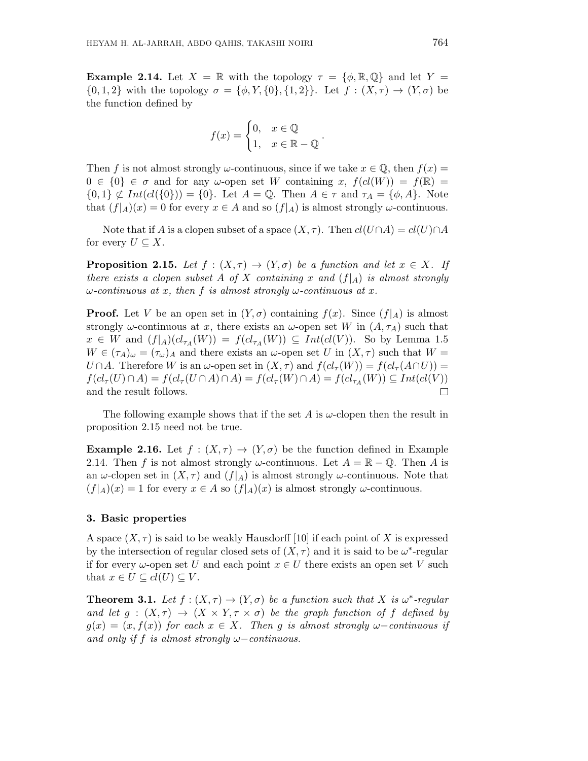**Example 2.14.** Let $X = \mathbb{R}$ with the topology $\tau = \{\phi, \mathbb{R}, \mathbb{Q}\}$ and let $Y = \{0, 1, 2\}$ with the topology $\sigma = \{\phi, Y, \{0\}, \{1, 2\}\}$. Let $f : (X, \tau) \to (Y, \sigma)$ be the function defined by

$$f(x) = \begin{cases} 0, & x \in \mathbb{Q} \\ 1, & x \in \mathbb{R} - \mathbb{Q} \end{cases}.$$

Then $f$ is not almost strongly $\omega$-continuous, since if we take $x \in \mathbb{Q}$, then $f(x) = 0 \in \{0\} \in \sigma$ and for any $\omega$-open set $W$ containing $x$, $f(cl(W)) = f(\mathbb{R}) = \{0, 1\} \not\subseteq Int(cl(\{0\})) = \{0\}$. Let $A = \mathbb{Q}$. Then $A \in \tau$ and $\tau_A = \{\phi, A\}$. Note that $(f|_A)(x) = 0$ for every $x \in A$ and so $(f|_A)$ is almost strongly $\omega$-continuous.

Note that if $A$ is a clopen subset of a space $(X, \tau)$. Then $cl(U \cap A) = cl(U) \cap A$ for every $U \subseteq X$.

**Proposition 2.15.** *Let $f : (X, \tau) \to (Y, \sigma)$ be a function and let $x \in X$. If there exists a clopen subset $A$ of $X$ containing $x$ and $(f|_A)$ is almost strongly $\omega$-continuous at $x$, then $f$ is almost strongly $\omega$-continuous at $x$.*

**Proof.** Let $V$ be an open set in $(Y, \sigma)$ containing $f(x)$. Since $(f|_A)$ is almost strongly $\omega$-continuous at $x$, there exists an $\omega$-open set $W$ in $(A, \tau_A)$ such that $x \in W$ and $(f|_A)(cl_{\tau_A}(W)) = f(cl_{\tau_A}(W)) \subseteq Int(cl(V))$. So by Lemma 1.5 $W \in (\tau_A)_\omega = (\tau_\omega)_A$ and there exists an $\omega$-open set $U$ in $(X, \tau)$ such that $W = U \cap A$. Therefore $W$ is an $\omega$-open set in $(X, \tau)$ and $f(cl_\tau(W)) = f(cl_\tau(A \cap U)) = f(cl_\tau(U) \cap A) = f(cl_\tau(U \cap A) \cap A) = f(cl_\tau(W) \cap A) = f(cl_{\tau_A}(W)) \subseteq Int(cl(V))$ and the result follows. □

The following example shows that if the set $A$ is $\omega$-clopen then the result in proposition 2.15 need not be true.

**Example 2.16.** Let $f : (X, \tau) \to (Y, \sigma)$ be the function defined in Example 2.14. Then $f$ is not almost strongly $\omega$-continuous. Let $A = \mathbb{R} - \mathbb{Q}$. Then $A$ is an $\omega$-clopen set in $(X, \tau)$ and $(f|_A)$ is almost strongly $\omega$-continuous. Note that $(f|_A)(x) = 1$ for every $x \in A$ so $(f|_A)(x)$ is almost strongly $\omega$-continuous.

### 3. Basic properties

A space $(X, \tau)$ is said to be weakly Hausdorff [10] if each point of $X$ is expressed by the intersection of regular closed sets of $(X, \tau)$ and it is said to be $\omega^*$-regular if for every $\omega$-open set $U$ and each point $x \in U$ there exists an open set $V$ such that $x \in U \subseteq cl(U) \subseteq V$.

**Theorem 3.1.** *Let $f : (X, \tau) \to (Y, \sigma)$ be a function such that $X$ is $\omega^*$-regular and let $g : (X, \tau) \to (X \times Y, \tau \times \sigma)$ be the graph function of $f$ defined by $g(x) = (x, f(x))$ for each $x \in X$. Then $g$ is almost strongly $\omega-$continuous if and only if $f$ is almost strongly $\omega-$continuous.*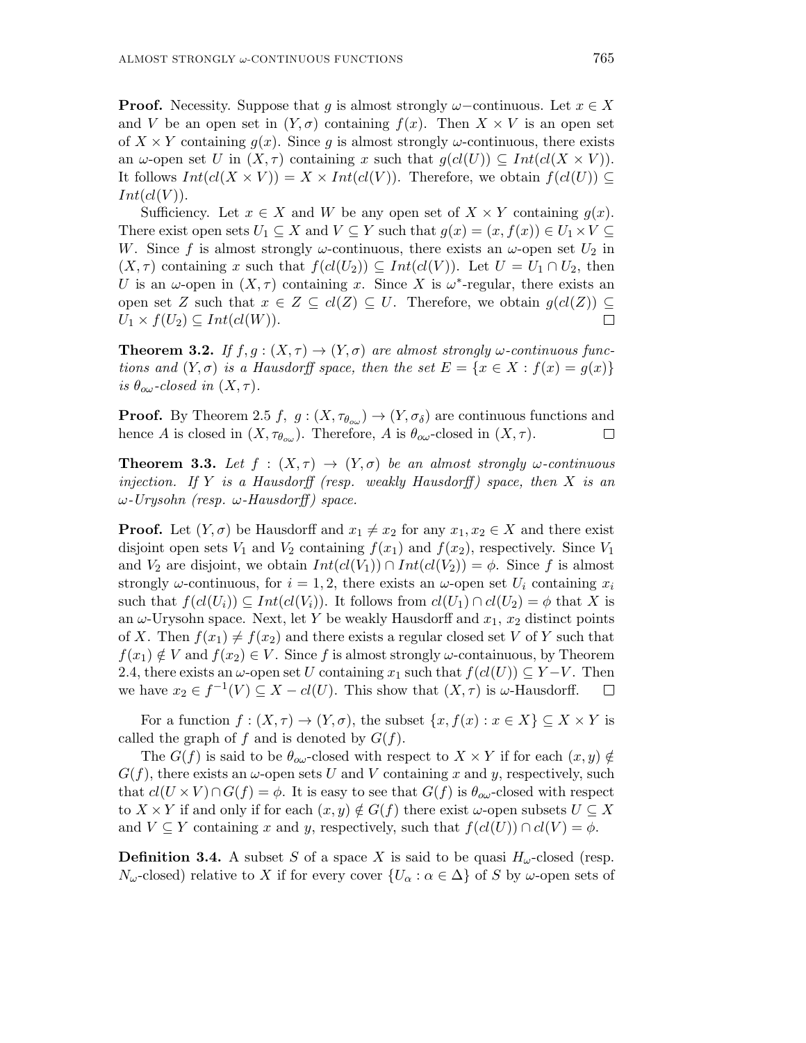**Proof.** Necessity. Suppose that $g$ is almost strongly $\omega-$continuous. Let $x \in X$ and $V$ be an open set in $(Y, \sigma)$ containing $f(x)$. Then $X \times V$ is an open set of $X \times Y$ containing $g(x)$. Since $g$ is almost strongly $\omega$-continuous, there exists an $\omega$-open set $U$ in $(X, \tau)$ containing $x$ such that $g(cl(U)) \subseteq Int(cl(X \times V))$. It follows $Int(cl(X \times V)) = X \times Int(cl(V))$. Therefore, we obtain $f(cl(U)) \subseteq Int(cl(V))$.

Sufficiency. Let $x \in X$ and $W$ be any open set of $X \times Y$ containing $g(x)$. There exist open sets $U_1 \subseteq X$ and $V \subseteq Y$ such that $g(x) = (x, f(x)) \in U_1 \times V \subseteq W$. Since $f$ is almost strongly $\omega$-continuous, there exists an $\omega$-open set $U_2$ in $(X, \tau)$ containing $x$ such that $f(cl(U_2)) \subseteq Int(cl(V))$. Let $U = U_1 \cap U_2$, then $U$ is an $\omega$-open in $(X, \tau)$ containing $x$. Since $X$ is $\omega^*$-regular, there exists an open set $Z$ such that $x \in Z \subseteq cl(Z) \subseteq U$. Therefore, we obtain $g(cl(Z)) \subseteq U_1 \times f(U_2) \subseteq Int(cl(W))$. □

**Theorem 3.2.** *If $f, g : (X, \tau) \to (Y, \sigma)$ are almost strongly $\omega$-continuous functions and $(Y, \sigma)$ is a Hausdorff space, then the set $E = \{x \in X : f(x) = g(x)\}$ is $\theta_{o\omega}$-closed in $(X, \tau)$.*

**Proof.** By Theorem 2.5 $f,\ g : (X, \tau_{\theta_{o\omega}}) \to (Y, \sigma_\delta)$ are continuous functions and hence $A$ is closed in $(X, \tau_{\theta_{o\omega}})$. Therefore, $A$ is $\theta_{o\omega}$-closed in $(X, \tau)$. □

**Theorem 3.3.** *Let $f : (X, \tau) \to (Y, \sigma)$ be an almost strongly $\omega$-continuous injection. If $Y$ is a Hausdorff (resp. weakly Hausdorff) space, then $X$ is an $\omega$-Urysohn (resp. $\omega$-Hausdorff) space.*

**Proof.** Let $(Y, \sigma)$ be Hausdorff and $x_1 \neq x_2$ for any $x_1, x_2 \in X$ and there exist disjoint open sets $V_1$ and $V_2$ containing $f(x_1)$ and $f(x_2)$, respectively. Since $V_1$ and $V_2$ are disjoint, we obtain $Int(cl(V_1)) \cap Int(cl(V_2)) = \phi$. Since $f$ is almost strongly $\omega$-continuous, for $i = 1, 2$, there exists an $\omega$-open set $U_i$ containing $x_i$ such that $f(cl(U_i)) \subseteq Int(cl(V_i))$. It follows from $cl(U_1) \cap cl(U_2) = \phi$ that $X$ is an $\omega$-Urysohn space. Next, let $Y$ be weakly Hausdorff and $x_1$, $x_2$ distinct points of $X$. Then $f(x_1) \neq f(x_2)$ and there exists a regular closed set $V$ of $Y$ such that $f(x_1) \notin V$ and $f(x_2) \in V$. Since $f$ is almost strongly $\omega$-containuous, by Theorem 2.4, there exists an $\omega$-open set $U$ containing $x_1$ such that $f(cl(U)) \subseteq Y - V$. Then we have $x_2 \in f^{-1}(V) \subseteq X - cl(U)$. This show that $(X, \tau)$ is $\omega$-Hausdorff. □

For a function $f : (X, \tau) \to (Y, \sigma)$, the subset $\{x, f(x) : x \in X\} \subseteq X \times Y$ is called the graph of $f$ and is denoted by $G(f)$.

The $G(f)$ is said to be $\theta_{o\omega}$-closed with respect to $X \times Y$ if for each $(x, y) \notin G(f)$, there exists an $\omega$-open sets $U$ and $V$ containing $x$ and $y$, respectively, such that $cl(U \times V) \cap G(f) = \phi$. It is easy to see that $G(f)$ is $\theta_{o\omega}$-closed with respect to $X \times Y$ if and only if for each $(x, y) \notin G(f)$ there exist $\omega$-open subsets $U \subseteq X$ and $V \subseteq Y$ containing $x$ and $y$, respectively, such that $f(cl(U)) \cap cl(V) = \phi$.

**Definition 3.4.** A subset $S$ of a space $X$ is said to be quasi $H_\omega$-closed (resp. $N_\omega$-closed) relative to $X$ if for every cover $\{U_\alpha : \alpha \in \Delta\}$ of $S$ by $\omega$-open sets of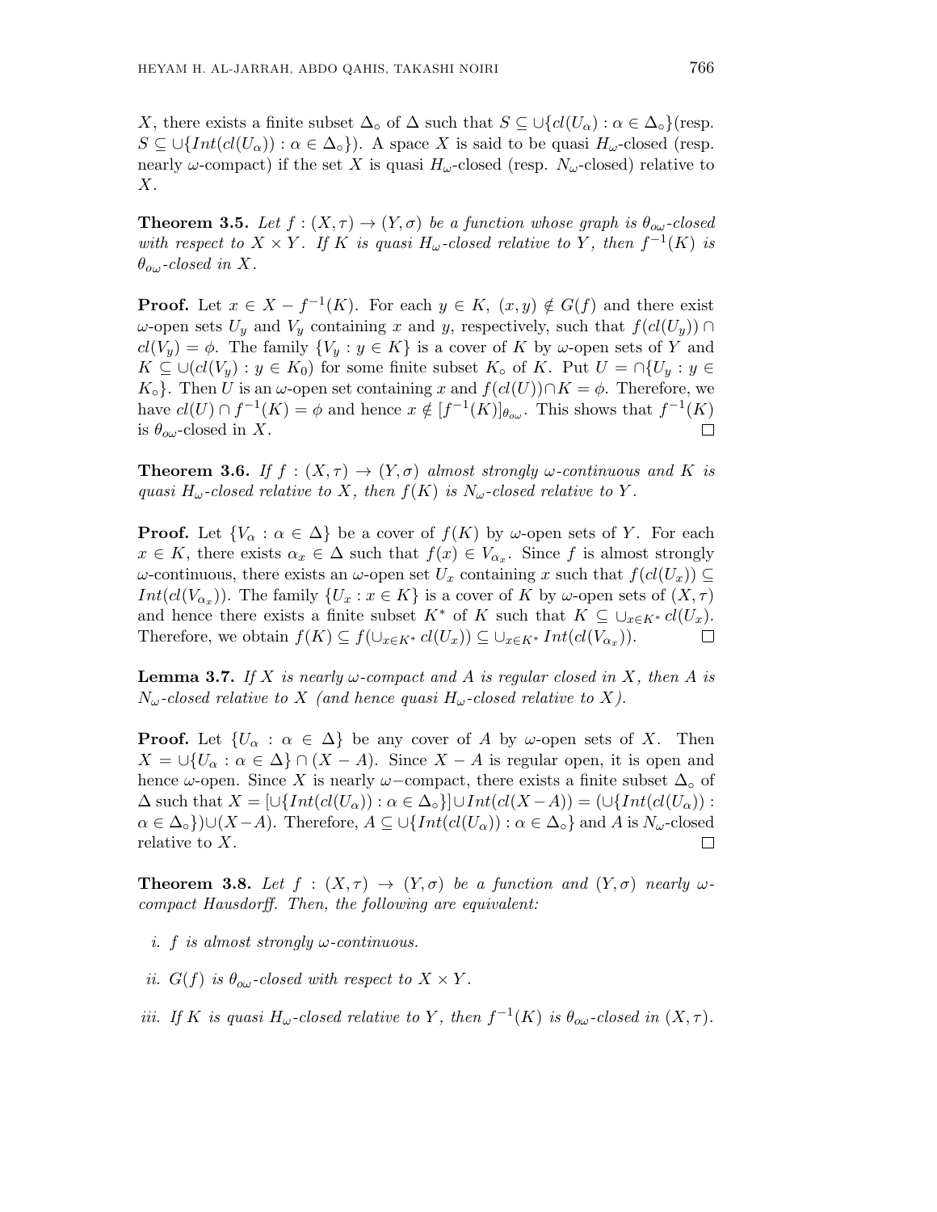$X$, there exists a finite subset $\Delta_\circ$ of $\Delta$ such that $S \subseteq \cup\{cl(U_\alpha) : \alpha \in \Delta_\circ\}$(resp. $S \subseteq \cup\{Int(cl(U_\alpha)) : \alpha \in \Delta_\circ\}$). A space $X$ is said to be quasi $H_\omega$-closed (resp. nearly $\omega$-compact) if the set $X$ is quasi $H_\omega$-closed (resp. $N_\omega$-closed) relative to $X$.

**Theorem 3.5.** *Let $f : (X, \tau) \to (Y, \sigma)$ be a function whose graph is $\theta_{o\omega}$-closed with respect to $X \times Y$. If $K$ is quasi $H_\omega$-closed relative to $Y$, then $f^{-1}(K)$ is $\theta_{o\omega}$-closed in $X$.*

**Proof.** Let $x \in X - f^{-1}(K)$. For each $y \in K$, $(x, y) \notin G(f)$ and there exist $\omega$-open sets $U_y$ and $V_y$ containing $x$ and $y$, respectively, such that $f(cl(U_y)) \cap cl(V_y) = \phi$. The family $\{V_y : y \in K\}$ is a cover of $K$ by $\omega$-open sets of $Y$ and $K \subseteq \cup(cl(V_y) : y \in K_0)$ for some finite subset $K_\circ$ of $K$. Put $U = \cap\{U_y : y \in K_\circ\}$. Then $U$ is an $\omega$-open set containing $x$ and $f(cl(U)) \cap K = \phi$. Therefore, we have $cl(U) \cap f^{-1}(K) = \phi$ and hence $x \notin [f^{-1}(K)]_{\theta_{o\omega}}$. This shows that $f^{-1}(K)$ is $\theta_{o\omega}$-closed in $X$. □

**Theorem 3.6.** *If $f : (X, \tau) \to (Y, \sigma)$ almost strongly $\omega$-continuous and $K$ is quasi $H_\omega$-closed relative to $X$, then $f(K)$ is $N_\omega$-closed relative to $Y$.*

**Proof.** Let $\{V_\alpha : \alpha \in \Delta\}$ be a cover of $f(K)$ by $\omega$-open sets of $Y$. For each $x \in K$, there exists $\alpha_x \in \Delta$ such that $f(x) \in V_{\alpha_x}$. Since $f$ is almost strongly $\omega$-continuous, there exists an $\omega$-open set $U_x$ containing $x$ such that $f(cl(U_x)) \subseteq Int(cl(V_{\alpha_x}))$. The family $\{U_x : x \in K\}$ is a cover of $K$ by $\omega$-open sets of $(X, \tau)$ and hence there exists a finite subset $K^*$ of $K$ such that $K \subseteq \cup_{x \in K^*} cl(U_x)$. Therefore, we obtain $f(K) \subseteq f(\cup_{x \in K^*} cl(U_x)) \subseteq \cup_{x \in K^*} Int(cl(V_{\alpha_x}))$. □

**Lemma 3.7.** *If $X$ is nearly $\omega$-compact and $A$ is regular closed in $X$, then $A$ is $N_\omega$-closed relative to $X$ (and hence quasi $H_\omega$-closed relative to $X$).*

**Proof.** Let $\{U_\alpha : \alpha \in \Delta\}$ be any cover of $A$ by $\omega$-open sets of $X$. Then $X = \cup\{U_\alpha : \alpha \in \Delta\} \cap (X - A)$. Since $X - A$ is regular open, it is open and hence $\omega$-open. Since $X$ is nearly $\omega$-compact, there exists a finite subset $\Delta_\circ$ of $\Delta$ such that $X = [\cup\{Int(cl(U_\alpha)) : \alpha \in \Delta_\circ\}] \cup Int(cl(X - A)) = (\cup\{Int(cl(U_\alpha)) : \alpha \in \Delta_\circ\}) \cup (X - A)$. Therefore, $A \subseteq \cup\{Int(cl(U_\alpha)) : \alpha \in \Delta_\circ\}$ and $A$ is $N_\omega$-closed relative to $X$. □

**Theorem 3.8.** *Let $f : (X, \tau) \to (Y, \sigma)$ be a function and $(Y, \sigma)$ nearly $\omega$-compact Hausdorff. Then, the following are equivalent:*

*i. $f$ is almost strongly $\omega$-continuous.*

*ii. $G(f)$ is $\theta_{o\omega}$-closed with respect to $X \times Y$.*

*iii. If $K$ is quasi $H_\omega$-closed relative to $Y$, then $f^{-1}(K)$ is $\theta_{o\omega}$-closed in $(X, \tau)$.*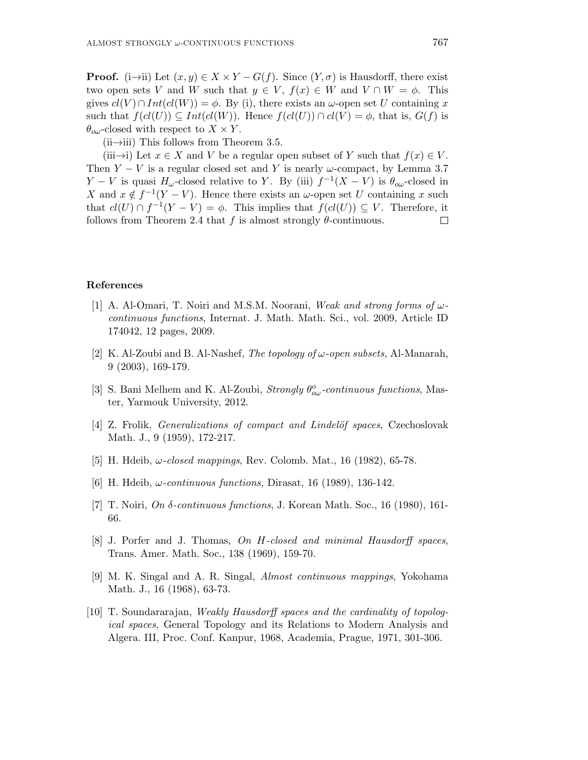**Proof.** (i→ii) Let $(x, y) \in X \times Y - G(f)$. Since $(Y, \sigma)$ is Hausdorff, there exist two open sets $V$ and $W$ such that $y \in V$, $f(x) \in W$ and $V \cap W = \phi$. This gives $cl(V) \cap Int(cl(W)) = \phi$. By (i), there exists an $\omega$-open set $U$ containing $x$ such that $f(cl(U)) \subseteq Int(cl(W))$. Hence $f(cl(U)) \cap cl(V) = \phi$, that is, $G(f)$ is $\theta_{o\omega}$-closed with respect to $X \times Y$.

(ii→iii) This follows from Theorem 3.5.

(iii→i) Let $x \in X$ and $V$ be a regular open subset of $Y$ such that $f(x) \in V$. Then $Y - V$ is a regular closed set and $Y$ is nearly $\omega$-compact, by Lemma 3.7 $Y - V$ is quasi $H_\omega$-closed relative to $Y$. By (iii) $f^{-1}(X - V)$ is $\theta_{o\omega}$-closed in $X$ and $x \notin f^{-1}(Y - V)$. Hence there exists an $\omega$-open set $U$ containing $x$ such that $cl(U) \cap f^{-1}(Y - V) = \phi$. This implies that $f(cl(U)) \subseteq V$. Therefore, it follows from Theorem 2.4 that $f$ is almost strongly $\theta$-continuous. □

## References

[1] A. Al-Omari, T. Noiri and M.S.M. Noorani, *Weak and strong forms of $\omega$-continuous functions*, Internat. J. Math. Math. Sci., vol. 2009, Article ID 174042, 12 pages, 2009.

[2] K. Al-Zoubi and B. Al-Nashef, *The topology of $\omega$-open subsets,* Al-Manarah, 9 (2003), 169-179.

[3] S. Bani Melhem and K. Al-Zoubi, *Strongly $\theta^o_{o\omega}$-continuous functions*, Master, Yarmouk University, 2012.

[4] Z. Frolik, *Generalizations of compact and Lindelöf spaces*, Czechoslovak Math. J., 9 (1959), 172-217.

[5] H. Hdeib, *$\omega$-closed mappings*, Rev. Colomb. Mat., 16 (1982), 65-78.

[6] H. Hdeib, *$\omega$-continuous functions,* Dirasat, 16 (1989), 136-142.

[7] T. Noiri, *On $\delta$-continuous functions*, J. Korean Math. Soc., 16 (1980), 161-66.

[8] J. Porfer and J. Thomas, *On H-closed and minimal Hausdorff spaces*, Trans. Amer. Math. Soc., 138 (1969), 159-70.

[9] M. K. Singal and A. R. Singal, *Almost continuous mappings*, Yokohama Math. J., 16 (1968), 63-73.

[10] T. Soundararajan, *Weakly Hausdorff spaces and the cardinality of topological spaces*, General Topology and its Relations to Modern Analysis and Algera. III, Proc. Conf. Kanpur, 1968, Academia, Prague, 1971, 301-306.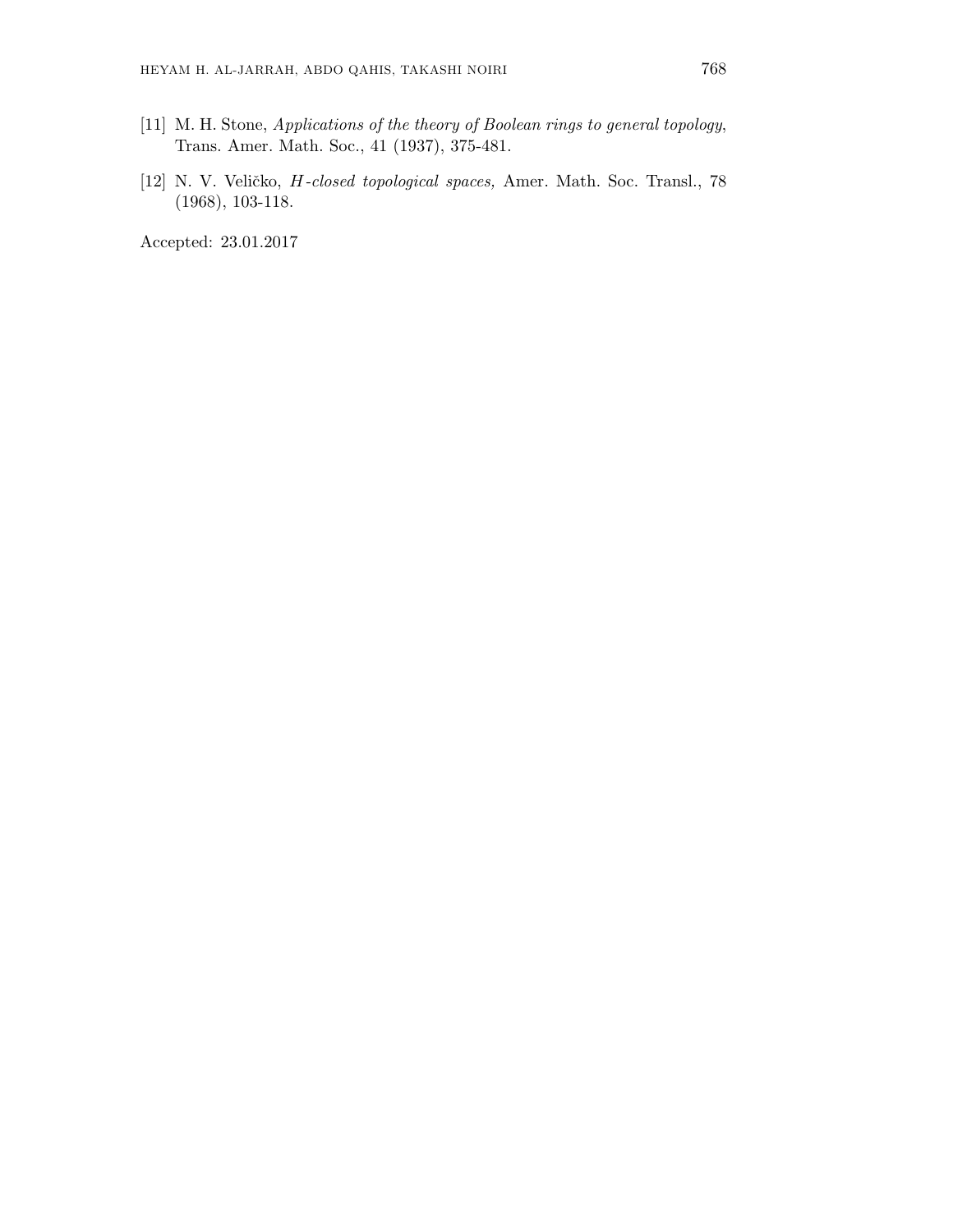[11] M. H. Stone, *Applications of the theory of Boolean rings to general topology*, Trans. Amer. Math. Soc., 41 (1937), 375-481.

[12] N. V. Veličko, *H-closed topological spaces,* Amer. Math. Soc. Transl., 78 (1968), 103-118.

Accepted: 23.01.2017